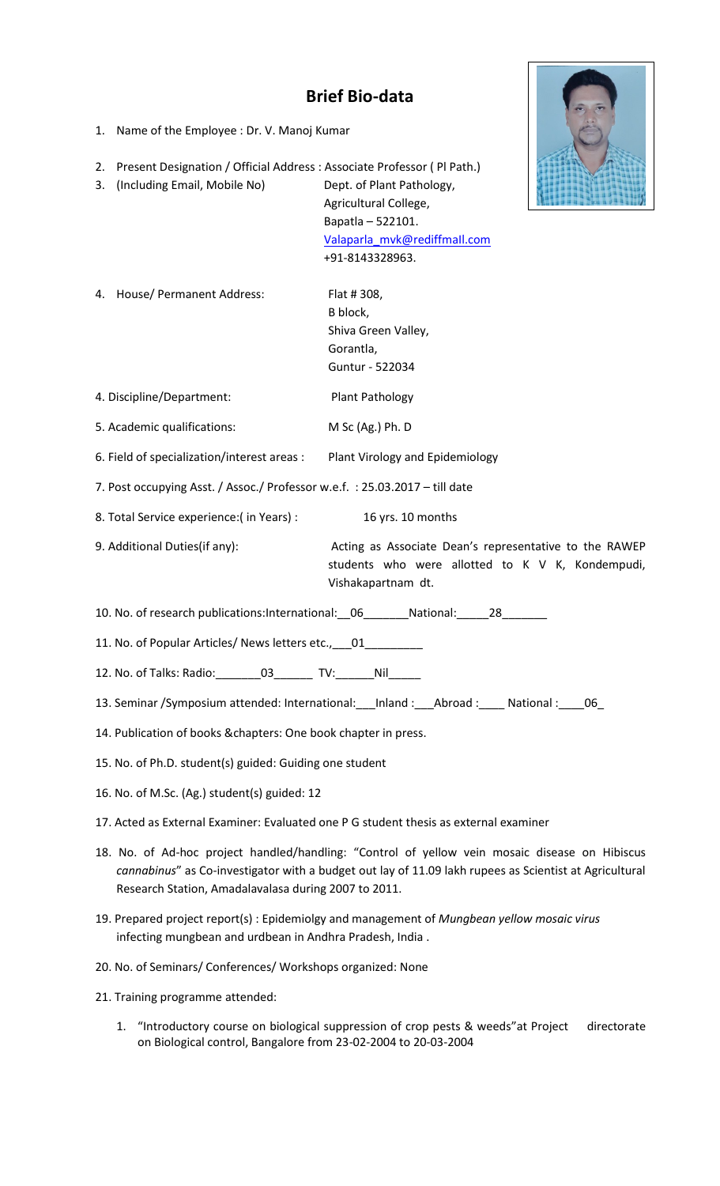# Brief Bio-data

1. Name of the Employee : Dr. V. Manoj Kumar

2. Present Designation / Official Address : Associate Professor ( Pl Path.)
3. (Including Email, Mobile No) Dept. of Plant Pathology, Agricultural College, Bapatla – 522101. Valaparla_mvk@rediffmall.com +91-8143328963.

4. House/ Permanent Address: Flat # 308, B block, Shiva Green Valley, Gorantla, Guntur - 522034

4. Discipline/Department: Plant Pathology

5. Academic qualifications: M Sc (Ag.) Ph. D

6. Field of specialization/interest areas : Plant Virology and Epidemiology

7. Post occupying Asst. / Assoc./ Professor w.e.f. : 25.03.2017 – till date

8. Total Service experience:( in Years) : 16 yrs. 10 months

9. Additional Duties(if any): Acting as Associate Dean's representative to the RAWEP students who were allotted to K V K, Kondempudi, Vishakapartnam dt.

10. No. of research publications:International:__06_______National:_____28_______

11. No. of Popular Articles/ News letters etc.,___01_________

12. No. of Talks: Radio:_______03______ TV:______Nil_____

13. Seminar /Symposium attended: International:___Inland :___Abroad :____ National :____06_

14. Publication of books &chapters: One book chapter in press.

15. No. of Ph.D. student(s) guided: Guiding one student

16. No. of M.Sc. (Ag.) student(s) guided: 12

17. Acted as External Examiner: Evaluated one P G student thesis as external examiner

18. No. of Ad-hoc project handled/handling: "Control of yellow vein mosaic disease on Hibiscus *cannabinus*" as Co-investigator with a budget out lay of 11.09 lakh rupees as Scientist at Agricultural Research Station, Amadalavalasa during 2007 to 2011.

19. Prepared project report(s) : Epidemiolgy and management of *Mungbean yellow mosaic virus* infecting mungbean and urdbean in Andhra Pradesh, India .

20. No. of Seminars/ Conferences/ Workshops organized: None

21. Training programme attended:

    1. "Introductory course on biological suppression of crop pests & weeds"at Project directorate on Biological control, Bangalore from 23-02-2004 to 20-03-2004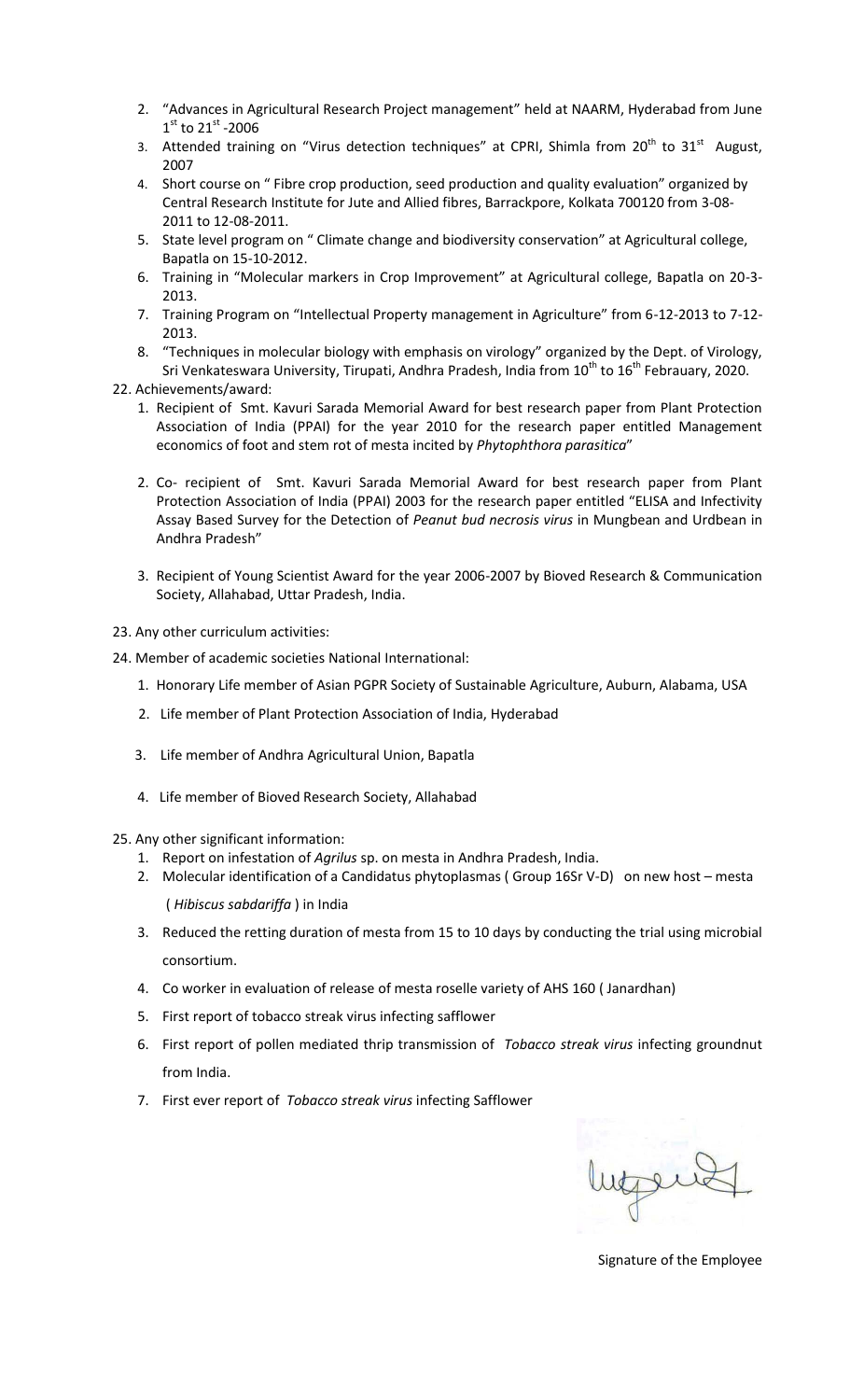2. "Advances in Agricultural Research Project management" held at NAARM, Hyderabad from June 1st to 21st -2006
3. Attended training on "Virus detection techniques" at CPRI, Shimla from 20th to 31st August, 2007
4. Short course on " Fibre crop production, seed production and quality evaluation" organized by Central Research Institute for Jute and Allied fibres, Barrackpore, Kolkata 700120 from 3-08-2011 to 12-08-2011.
5. State level program on " Climate change and biodiversity conservation" at Agricultural college, Bapatla on 15-10-2012.
6. Training in "Molecular markers in Crop Improvement" at Agricultural college, Bapatla on 20-3-2013.
7. Training Program on "Intellectual Property management in Agriculture" from 6-12-2013 to 7-12-2013.
8. "Techniques in molecular biology with emphasis on virology" organized by the Dept. of Virology, Sri Venkateswara University, Tirupati, Andhra Pradesh, India from 10th to 16th Febrauary, 2020.

22. Achievements/award:

1. Recipient of Smt. Kavuri Sarada Memorial Award for best research paper from Plant Protection Association of India (PPAI) for the year 2010 for the research paper entitled Management economics of foot and stem rot of mesta incited by *Phytophthora parasitica*"
2. Co- recipient of Smt. Kavuri Sarada Memorial Award for best research paper from Plant Protection Association of India (PPAI) 2003 for the research paper entitled "ELISA and Infectivity Assay Based Survey for the Detection of *Peanut bud necrosis virus* in Mungbean and Urdbean in Andhra Pradesh"
3. Recipient of Young Scientist Award for the year 2006-2007 by Bioved Research & Communication Society, Allahabad, Uttar Pradesh, India.

23. Any other curriculum activities:

24. Member of academic societies National International:

1. Honorary Life member of Asian PGPR Society of Sustainable Agriculture, Auburn, Alabama, USA
2. Life member of Plant Protection Association of India, Hyderabad
3. Life member of Andhra Agricultural Union, Bapatla
4. Life member of Bioved Research Society, Allahabad

25. Any other significant information:

1. Report on infestation of *Agrilus* sp. on mesta in Andhra Pradesh, India.
2. Molecular identification of a Candidatus phytoplasmas ( Group 16Sr V-D) on new host – mesta ( *Hibiscus sabdariffa* ) in India
3. Reduced the retting duration of mesta from 15 to 10 days by conducting the trial using microbial consortium.
4. Co worker in evaluation of release of mesta roselle variety of AHS 160 ( Janardhan)
5. First report of tobacco streak virus infecting safflower
6. First report of pollen mediated thrip transmission of *Tobacco streak virus* infecting groundnut from India.
7. First ever report of *Tobacco streak virus* infecting Safflower

Signature of the Employee